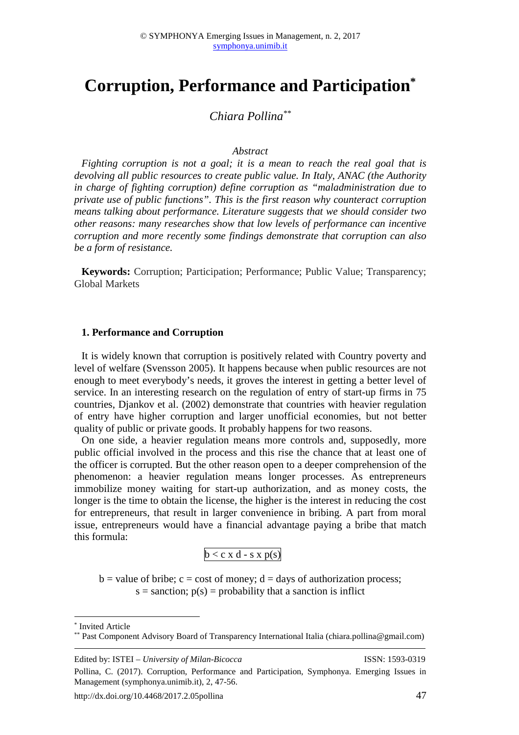# Corruption, Performance and Participation[*]

*Chiara Pollina*[**]

*Abstract*

*Fighting corruption is not a goal; it is a mean to reach the real goal that is devolving all public resources to create public value. In Italy, ANAC (the Authority in charge of fighting corruption) define corruption as "maladministration due to private use of public functions". This is the first reason why counteract corruption means talking about performance. Literature suggests that we should consider two other reasons: many researches show that low levels of performance can incentive corruption and more recently some findings demonstrate that corruption can also be a form of resistance.*

**Keywords:** Corruption; Participation; Performance; Public Value; Transparency; Global Markets

## 1. Performance and Corruption

It is widely known that corruption is positively related with Country poverty and level of welfare (Svensson 2005). It happens because when public resources are not enough to meet everybody's needs, it groves the interest in getting a better level of service. In an interesting research on the regulation of entry of start-up firms in 75 countries, Djankov et al. (2002) demonstrate that countries with heavier regulation of entry have higher corruption and larger unofficial economies, but not better quality of public or private goods. It probably happens for two reasons.

On one side, a heavier regulation means more controls and, supposedly, more public official involved in the process and this rise the chance that at least one of the officer is corrupted. But the other reason open to a deeper comprehension of the phenomenon: a heavier regulation means longer processes. As entrepreneurs immobilize money waiting for start-up authorization, and as money costs, the longer is the time to obtain the license, the higher is the interest in reducing the cost for entrepreneurs, that result in larger convenience in bribing. A part from moral issue, entrepreneurs would have a financial advantage paying a bribe that match this formula:

$$\boxed{b < c \times d - s \times p(s)}$$

b = value of bribe; c = cost of money; d = days of authorization process; s = sanction; p(s) = probability that a sanction is inflict

[*] Invited Article

[**] Past Component Advisory Board of Transparency International Italia (chiara.pollina@gmail.com)

Edited by: ISTEI – *University of Milan-Bicocca* ISSN: 1593-0319

Pollina, C. (2017). Corruption, Performance and Participation, Symphonya. Emerging Issues in Management (symphonya.unimib.it), 2, 47-56.

http://dx.doi.org/10.4468/2017.2.05pollina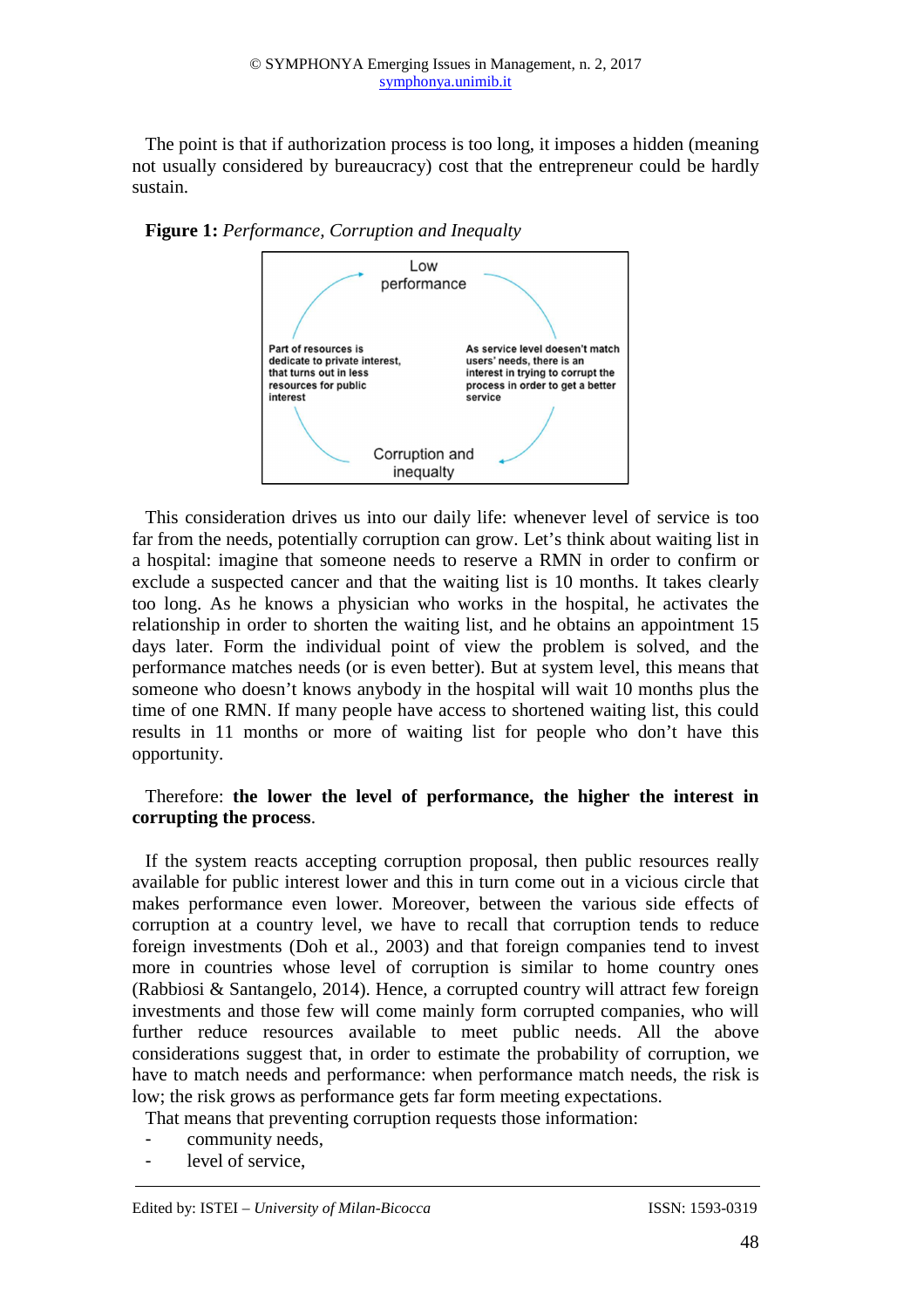The point is that if authorization process is too long, it imposes a hidden (meaning not usually considered by bureaucracy) cost that the entrepreneur could be hardly sustain.

**Figure 1:** *Performance, Corruption and Inequalty*

Low performance

Part of resources is dedicate to private interest, that turns out in less resources for public interest

As service level doesn't match users' needs, there is an interest in trying to corrupt the process in order to get a better service

Corruption and inequalty

This consideration drives us into our daily life: whenever level of service is too far from the needs, potentially corruption can grow. Let's think about waiting list in a hospital: imagine that someone needs to reserve a RMN in order to confirm or exclude a suspected cancer and that the waiting list is 10 months. It takes clearly too long. As he knows a physician who works in the hospital, he activates the relationship in order to shorten the waiting list, and he obtains an appointment 15 days later. Form the individual point of view the problem is solved, and the performance matches needs (or is even better). But at system level, this means that someone who doesn't knows anybody in the hospital will wait 10 months plus the time of one RMN. If many people have access to shortened waiting list, this could results in 11 months or more of waiting list for people who don't have this opportunity.

Therefore: **the lower the level of performance, the higher the interest in corrupting the process**.

If the system reacts accepting corruption proposal, then public resources really available for public interest lower and this in turn come out in a vicious circle that makes performance even lower. Moreover, between the various side effects of corruption at a country level, we have to recall that corruption tends to reduce foreign investments (Doh et al., 2003) and that foreign companies tend to invest more in countries whose level of corruption is similar to home country ones (Rabbiosi & Santangelo, 2014). Hence, a corrupted country will attract few foreign investments and those few will come mainly form corrupted companies, who will further reduce resources available to meet public needs. All the above considerations suggest that, in order to estimate the probability of corruption, we have to match needs and performance: when performance match needs, the risk is low; the risk grows as performance gets far form meeting expectations.

That means that preventing corruption requests those information:

- community needs,
- level of service,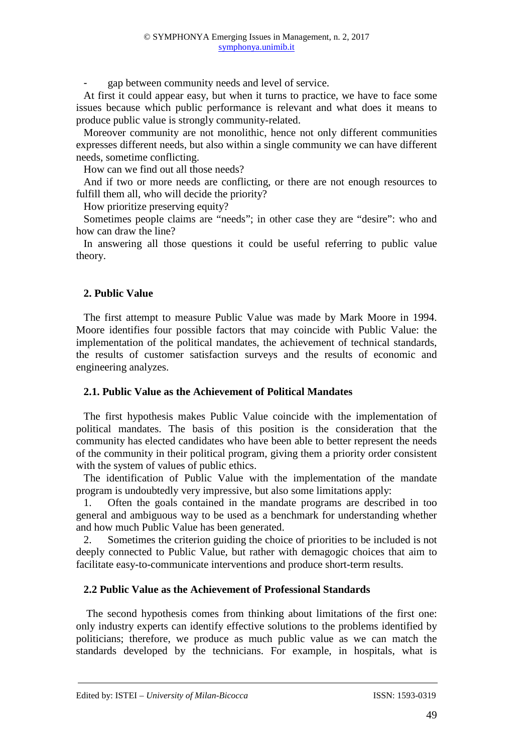- gap between community needs and level of service.

At first it could appear easy, but when it turns to practice, we have to face some issues because which public performance is relevant and what does it means to produce public value is strongly community-related.

Moreover community are not monolithic, hence not only different communities expresses different needs, but also within a single community we can have different needs, sometime conflicting.

How can we find out all those needs?

And if two or more needs are conflicting, or there are not enough resources to fulfill them all, who will decide the priority?

How prioritize preserving equity?

Sometimes people claims are "needs"; in other case they are "desire": who and how can draw the line?

In answering all those questions it could be useful referring to public value theory.

## 2. Public Value

The first attempt to measure Public Value was made by Mark Moore in 1994. Moore identifies four possible factors that may coincide with Public Value: the implementation of the political mandates, the achievement of technical standards, the results of customer satisfaction surveys and the results of economic and engineering analyzes.

### 2.1. Public Value as the Achievement of Political Mandates

The first hypothesis makes Public Value coincide with the implementation of political mandates. The basis of this position is the consideration that the community has elected candidates who have been able to better represent the needs of the community in their political program, giving them a priority order consistent with the system of values of public ethics.

The identification of Public Value with the implementation of the mandate program is undoubtedly very impressive, but also some limitations apply:

1. Often the goals contained in the mandate programs are described in too general and ambiguous way to be used as a benchmark for understanding whether and how much Public Value has been generated.
2. Sometimes the criterion guiding the choice of priorities to be included is not deeply connected to Public Value, but rather with demagogic choices that aim to facilitate easy-to-communicate interventions and produce short-term results.

### 2.2 Public Value as the Achievement of Professional Standards

The second hypothesis comes from thinking about limitations of the first one: only industry experts can identify effective solutions to the problems identified by politicians; therefore, we produce as much public value as we can match the standards developed by the technicians. For example, in hospitals, what is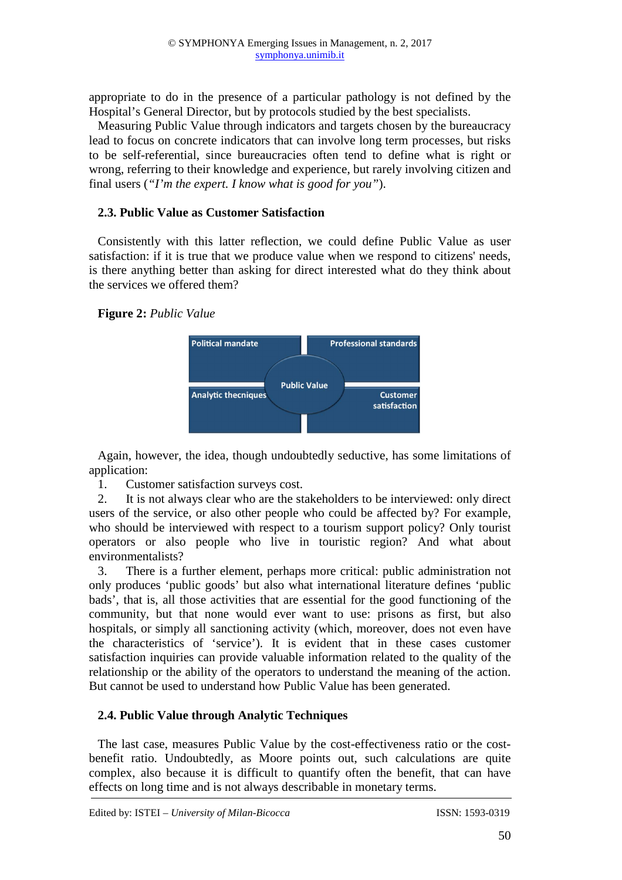appropriate to do in the presence of a particular pathology is not defined by the Hospital's General Director, but by protocols studied by the best specialists.

Measuring Public Value through indicators and targets chosen by the bureaucracy lead to focus on concrete indicators that can involve long term processes, but risks to be self-referential, since bureaucracies often tend to define what is right or wrong, referring to their knowledge and experience, but rarely involving citizen and final users (*"I'm the expert. I know what is good for you"*).

### 2.3. Public Value as Customer Satisfaction

Consistently with this latter reflection, we could define Public Value as user satisfaction: if it is true that we produce value when we respond to citizens' needs, is there anything better than asking for direct interested what do they think about the services we offered them?

**Figure 2:** *Public Value*

Political mandate | Professional standards | Public Value | Analytic thecniques | Customer satisfaction

Again, however, the idea, though undoubtedly seductive, has some limitations of application:

1. Customer satisfaction surveys cost.
2. It is not always clear who are the stakeholders to be interviewed: only direct users of the service, or also other people who could be affected by? For example, who should be interviewed with respect to a tourism support policy? Only tourist operators or also people who live in touristic region? And what about environmentalists?
3. There is a further element, perhaps more critical: public administration not only produces 'public goods' but also what international literature defines 'public bads', that is, all those activities that are essential for the good functioning of the community, but that none would ever want to use: prisons as first, but also hospitals, or simply all sanctioning activity (which, moreover, does not even have the characteristics of 'service'). It is evident that in these cases customer satisfaction inquiries can provide valuable information related to the quality of the relationship or the ability of the operators to understand the meaning of the action. But cannot be used to understand how Public Value has been generated.

### 2.4. Public Value through Analytic Techniques

The last case, measures Public Value by the cost-effectiveness ratio or the cost-benefit ratio. Undoubtedly, as Moore points out, such calculations are quite complex, also because it is difficult to quantify often the benefit, that can have effects on long time and is not always describable in monetary terms.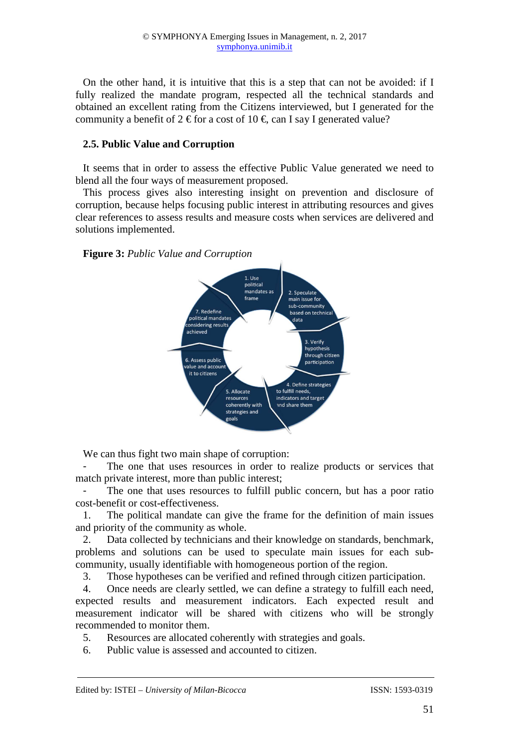On the other hand, it is intuitive that this is a step that can not be avoided: if I fully realized the mandate program, respected all the technical standards and obtained an excellent rating from the Citizens interviewed, but I generated for the community a benefit of 2 € for a cost of 10 €, can I say I generated value?

### 2.5. Public Value and Corruption

It seems that in order to assess the effective Public Value generated we need to blend all the four ways of measurement proposed.

This process gives also interesting insight on prevention and disclosure of corruption, because helps focusing public interest in attributing resources and gives clear references to assess results and measure costs when services are delivered and solutions implemented.

**Figure 3:** *Public Value and Corruption*

1. Use political mandates as frame
2. Speculate main issue for sub-community based on technical data
3. Verify hypothesis through citizen participation
4. Define strategies to fulfill needs, indicators and target and share them
5. Allocate resources coherently with strategies and goals
6. Assess public value and account it to citizens
7. Redefine political mandates considering results achieved

We can thus fight two main shape of corruption:

- The one that uses resources in order to realize products or services that match private interest, more than public interest;
- The one that uses resources to fulfill public concern, but has a poor ratio cost-benefit or cost-effectiveness.

1. The political mandate can give the frame for the definition of main issues and priority of the community as whole.
2. Data collected by technicians and their knowledge on standards, benchmark, problems and solutions can be used to speculate main issues for each sub-community, usually identifiable with homogeneous portion of the region.
3. Those hypotheses can be verified and refined through citizen participation.
4. Once needs are clearly settled, we can define a strategy to fulfill each need, expected results and measurement indicators. Each expected result and measurement indicator will be shared with citizens who will be strongly recommended to monitor them.
5. Resources are allocated coherently with strategies and goals.
6. Public value is assessed and accounted to citizen.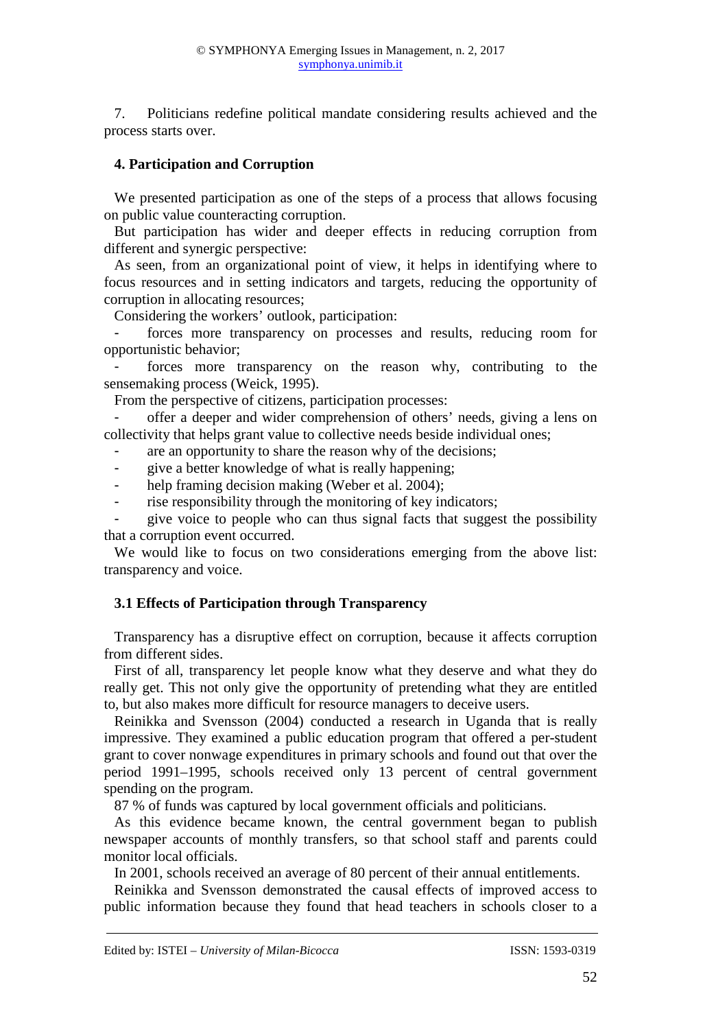7. Politicians redefine political mandate considering results achieved and the process starts over.

## 4. Participation and Corruption

We presented participation as one of the steps of a process that allows focusing on public value counteracting corruption.

But participation has wider and deeper effects in reducing corruption from different and synergic perspective:

As seen, from an organizational point of view, it helps in identifying where to focus resources and in setting indicators and targets, reducing the opportunity of corruption in allocating resources;

Considering the workers' outlook, participation:

- forces more transparency on processes and results, reducing room for opportunistic behavior;
- forces more transparency on the reason why, contributing to the sensemaking process (Weick, 1995).

From the perspective of citizens, participation processes:

- offer a deeper and wider comprehension of others' needs, giving a lens on collectivity that helps grant value to collective needs beside individual ones;
- are an opportunity to share the reason why of the decisions;
- give a better knowledge of what is really happening;
- help framing decision making (Weber et al. 2004);
- rise responsibility through the monitoring of key indicators;
- give voice to people who can thus signal facts that suggest the possibility that a corruption event occurred.

We would like to focus on two considerations emerging from the above list: transparency and voice.

### 3.1 Effects of Participation through Transparency

Transparency has a disruptive effect on corruption, because it affects corruption from different sides.

First of all, transparency let people know what they deserve and what they do really get. This not only give the opportunity of pretending what they are entitled to, but also makes more difficult for resource managers to deceive users.

Reinikka and Svensson (2004) conducted a research in Uganda that is really impressive. They examined a public education program that offered a per-student grant to cover nonwage expenditures in primary schools and found out that over the period 1991–1995, schools received only 13 percent of central government spending on the program.

87 % of funds was captured by local government officials and politicians.

As this evidence became known, the central government began to publish newspaper accounts of monthly transfers, so that school staff and parents could monitor local officials.

In 2001, schools received an average of 80 percent of their annual entitlements.

Reinikka and Svensson demonstrated the causal effects of improved access to public information because they found that head teachers in schools closer to a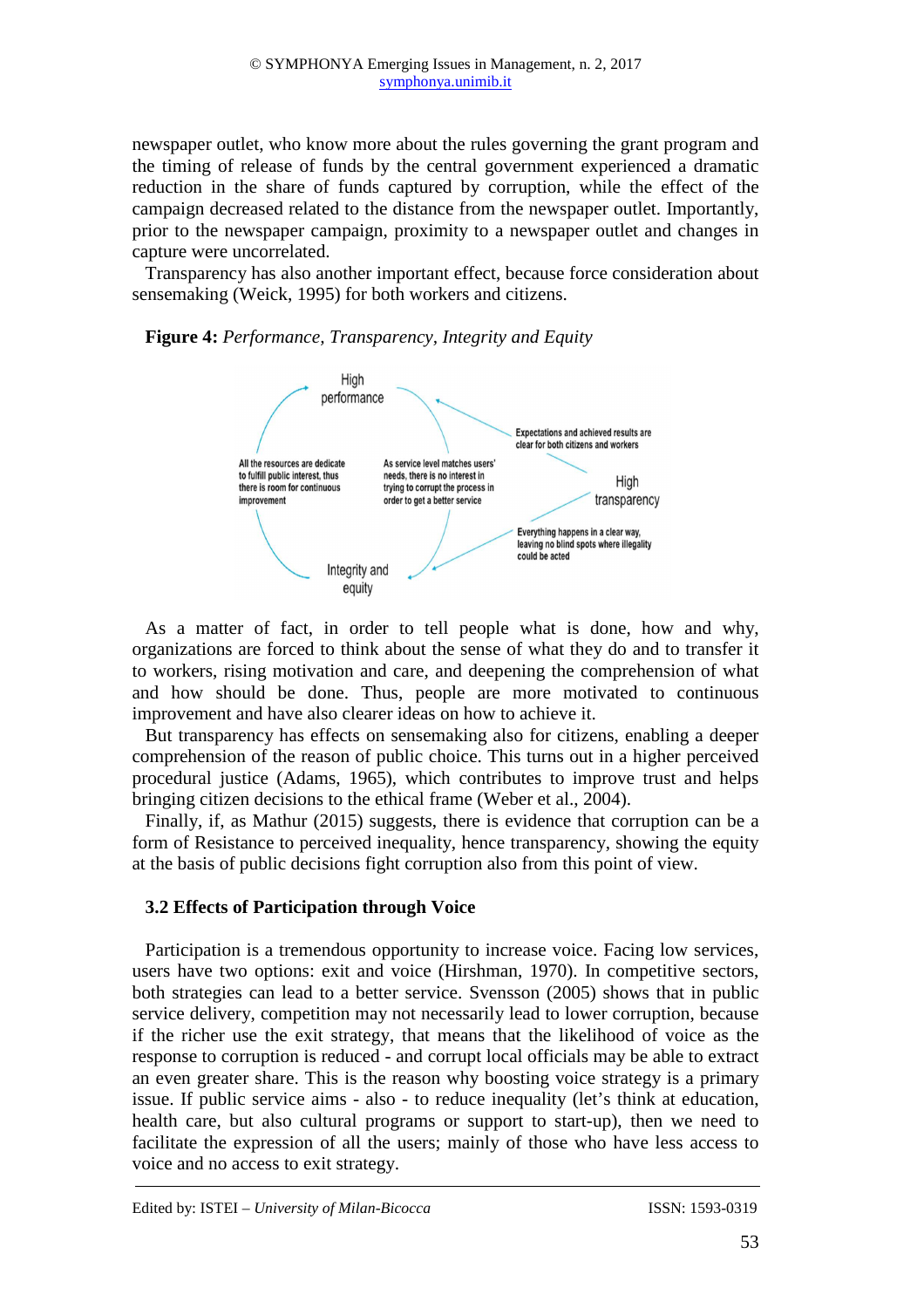newspaper outlet, who know more about the rules governing the grant program and the timing of release of funds by the central government experienced a dramatic reduction in the share of funds captured by corruption, while the effect of the campaign decreased related to the distance from the newspaper outlet. Importantly, prior to the newspaper campaign, proximity to a newspaper outlet and changes in capture were uncorrelated.

Transparency has also another important effect, because force consideration about sensemaking (Weick, 1995) for both workers and citizens.

**Figure 4:** *Performance, Transparency, Integrity and Equity*

High performance

All the resources are dedicate to fulfill public interest, thus there is room for continuous improvement

As service level matches users' needs, there is no interest in trying to corrupt the process in order to get a better service

Integrity and equity

Expectations and achieved results are clear for both citizens and workers

High transparency

Everything happens in a clear way, leaving no blind spots where illegality could be acted

As a matter of fact, in order to tell people what is done, how and why, organizations are forced to think about the sense of what they do and to transfer it to workers, rising motivation and care, and deepening the comprehension of what and how should be done. Thus, people are more motivated to continuous improvement and have also clearer ideas on how to achieve it.

But transparency has effects on sensemaking also for citizens, enabling a deeper comprehension of the reason of public choice. This turns out in a higher perceived procedural justice (Adams, 1965), which contributes to improve trust and helps bringing citizen decisions to the ethical frame (Weber et al., 2004).

Finally, if, as Mathur (2015) suggests, there is evidence that corruption can be a form of Resistance to perceived inequality, hence transparency, showing the equity at the basis of public decisions fight corruption also from this point of view.

### 3.2 Effects of Participation through Voice

Participation is a tremendous opportunity to increase voice. Facing low services, users have two options: exit and voice (Hirshman, 1970). In competitive sectors, both strategies can lead to a better service. Svensson (2005) shows that in public service delivery, competition may not necessarily lead to lower corruption, because if the richer use the exit strategy, that means that the likelihood of voice as the response to corruption is reduced - and corrupt local officials may be able to extract an even greater share. This is the reason why boosting voice strategy is a primary issue. If public service aims - also - to reduce inequality (let's think at education, health care, but also cultural programs or support to start-up), then we need to facilitate the expression of all the users; mainly of those who have less access to voice and no access to exit strategy.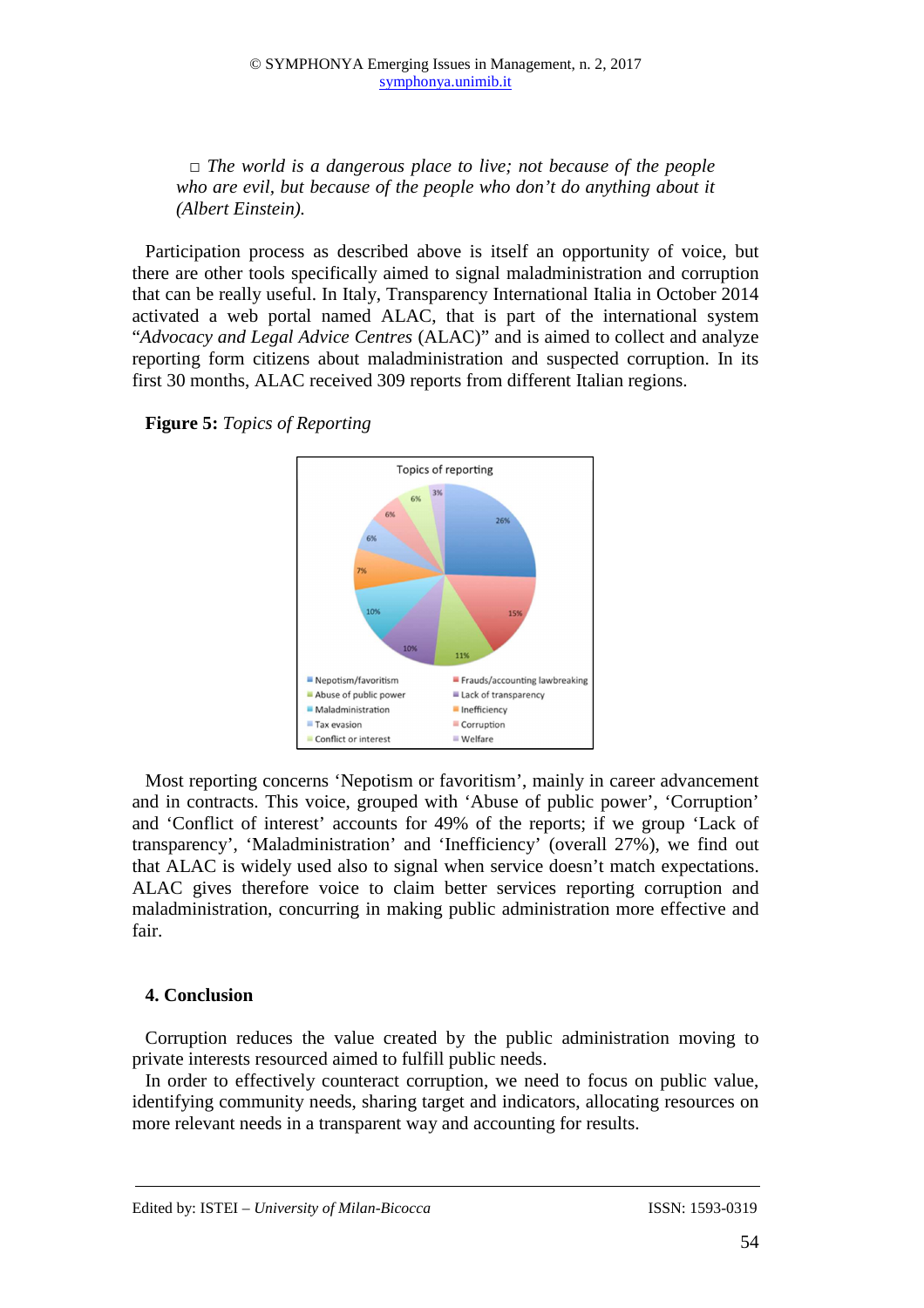□ *The world is a dangerous place to live; not because of the people who are evil, but because of the people who don't do anything about it (Albert Einstein).*

Participation process as described above is itself an opportunity of voice, but there are other tools specifically aimed to signal maladministration and corruption that can be really useful. In Italy, Transparency International Italia in October 2014 activated a web portal named ALAC, that is part of the international system "*Advocacy and Legal Advice Centres* (ALAC)" and is aimed to collect and analyze reporting form citizens about maladministration and suspected corruption. In its first 30 months, ALAC received 309 reports from different Italian regions.

**Figure 5:** *Topics of Reporting*

Most reporting concerns 'Nepotism or favoritism', mainly in career advancement and in contracts. This voice, grouped with 'Abuse of public power', 'Corruption' and 'Conflict of interest' accounts for 49% of the reports; if we group 'Lack of transparency', 'Maladministration' and 'Inefficiency' (overall 27%), we find out that ALAC is widely used also to signal when service doesn't match expectations. ALAC gives therefore voice to claim better services reporting corruption and maladministration, concurring in making public administration more effective and fair.

## 4. Conclusion

Corruption reduces the value created by the public administration moving to private interests resourced aimed to fulfill public needs.

In order to effectively counteract corruption, we need to focus on public value, identifying community needs, sharing target and indicators, allocating resources on more relevant needs in a transparent way and accounting for results.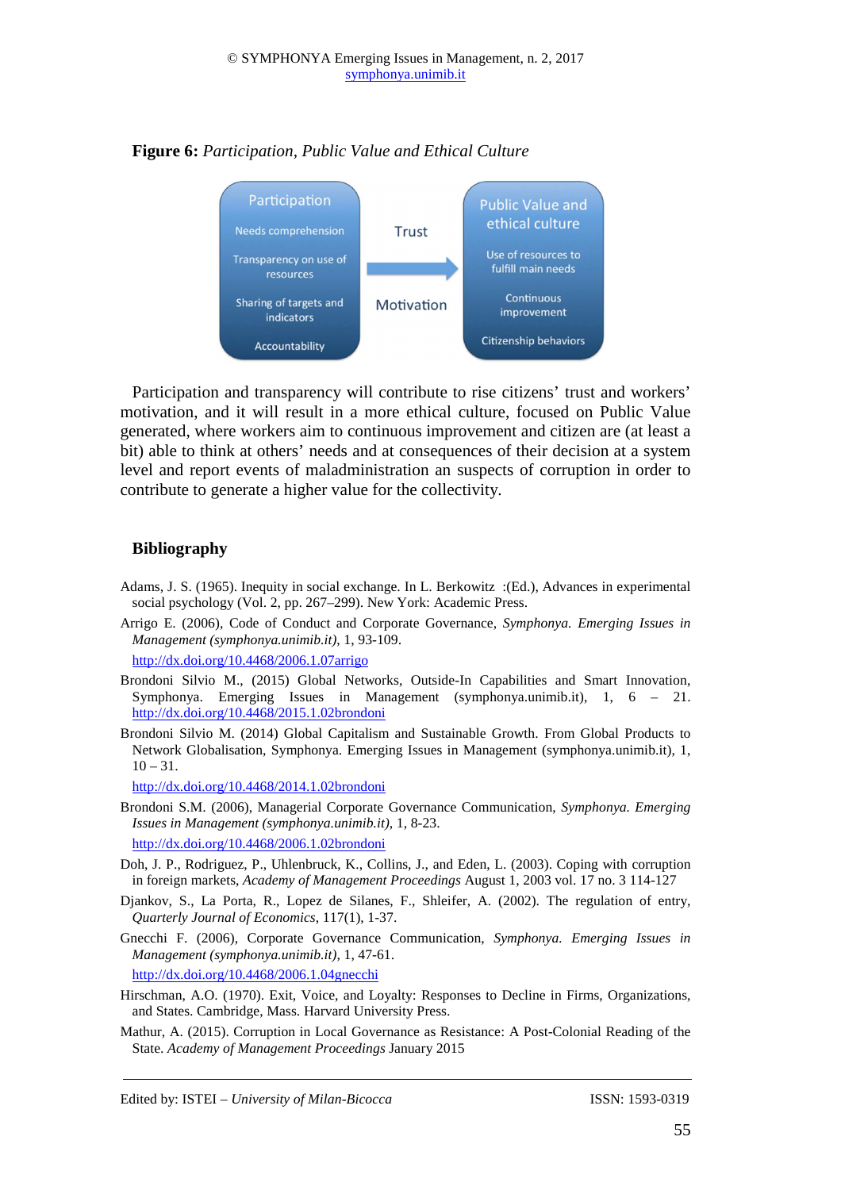**Figure 6:** *Participation, Public Value and Ethical Culture*

Participation

Needs comprehension

Transparency on use of resources

Sharing of targets and indicators

Accountability

Trust

Motivation

Public Value and ethical culture

Use of resources to fulfill main needs

Continuous improvement

Citizenship behaviors

Participation and transparency will contribute to rise citizens' trust and workers' motivation, and it will result in a more ethical culture, focused on Public Value generated, where workers aim to continuous improvement and citizen are (at least a bit) able to think at others' needs and at consequences of their decision at a system level and report events of maladministration an suspects of corruption in order to contribute to generate a higher value for the collectivity.

## Bibliography

Adams, J. S. (1965). Inequity in social exchange. In L. Berkowitz :(Ed.), Advances in experimental social psychology (Vol. 2, pp. 267–299). New York: Academic Press.

Arrigo E. (2006), Code of Conduct and Corporate Governance, *Symphonya. Emerging Issues in Management (symphonya.unimib.it)*, 1, 93-109.
http://dx.doi.org/10.4468/2006.1.07arrigo

Brondoni Silvio M., (2015) Global Networks, Outside-In Capabilities and Smart Innovation, Symphonya. Emerging Issues in Management (symphonya.unimib.it), 1, 6 – 21. http://dx.doi.org/10.4468/2015.1.02brondoni

Brondoni Silvio M. (2014) Global Capitalism and Sustainable Growth. From Global Products to Network Globalisation, Symphonya. Emerging Issues in Management (symphonya.unimib.it), 1, 10 – 31.
http://dx.doi.org/10.4468/2014.1.02brondoni

Brondoni S.M. (2006), Managerial Corporate Governance Communication, *Symphonya. Emerging Issues in Management (symphonya.unimib.it)*, 1, 8-23.
http://dx.doi.org/10.4468/2006.1.02brondoni

Doh, J. P., Rodriguez, P., Uhlenbruck, K., Collins, J., and Eden, L. (2003). Coping with corruption in foreign markets, *Academy of Management Proceedings* August 1, 2003 vol. 17 no. 3 114-127

Djankov, S., La Porta, R., Lopez de Silanes, F., Shleifer, A. (2002). The regulation of entry, *Quarterly Journal of Economics*, 117(1), 1-37.

Gnecchi F. (2006), Corporate Governance Communication, *Symphonya. Emerging Issues in Management (symphonya.unimib.it)*, 1, 47-61.
http://dx.doi.org/10.4468/2006.1.04gnecchi

Hirschman, A.O. (1970). Exit, Voice, and Loyalty: Responses to Decline in Firms, Organizations, and States. Cambridge, Mass. Harvard University Press.

Mathur, A. (2015). Corruption in Local Governance as Resistance: A Post-Colonial Reading of the State. *Academy of Management Proceedings* January 2015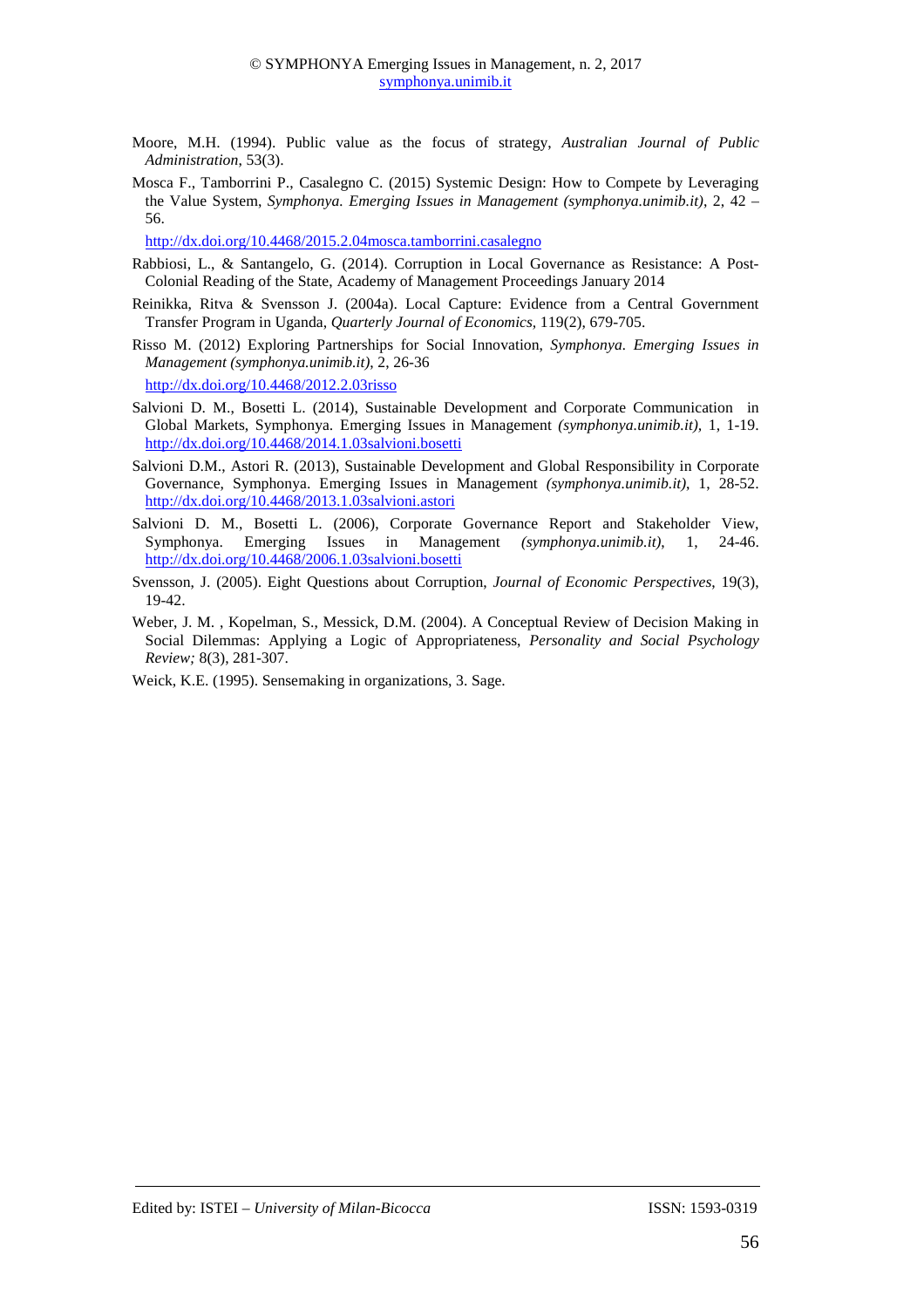Moore, M.H. (1994). Public value as the focus of strategy, *Australian Journal of Public Administration*, 53(3).

Mosca F., Tamborrini P., Casalegno C. (2015) Systemic Design: How to Compete by Leveraging the Value System, *Symphonya. Emerging Issues in Management (symphonya.unimib.it)*, 2, 42 – 56.

http://dx.doi.org/10.4468/2015.2.04mosca.tamborrini.casalegno

Rabbiosi, L., & Santangelo, G. (2014). Corruption in Local Governance as Resistance: A Post-Colonial Reading of the State, Academy of Management Proceedings January 2014

Reinikka, Ritva & Svensson J. (2004a). Local Capture: Evidence from a Central Government Transfer Program in Uganda, *Quarterly Journal of Economics*, 119(2), 679-705.

Risso M. (2012) Exploring Partnerships for Social Innovation, *Symphonya. Emerging Issues in Management (symphonya.unimib.it)*, 2, 26-36

http://dx.doi.org/10.4468/2012.2.03risso

Salvioni D. M., Bosetti L. (2014), Sustainable Development and Corporate Communication in Global Markets, Symphonya. Emerging Issues in Management *(symphonya.unimib.it)*, 1, 1-19. http://dx.doi.org/10.4468/2014.1.03salvioni.bosetti

Salvioni D.M., Astori R. (2013), Sustainable Development and Global Responsibility in Corporate Governance, Symphonya. Emerging Issues in Management *(symphonya.unimib.it)*, 1, 28-52. http://dx.doi.org/10.4468/2013.1.03salvioni.astori

Salvioni D. M., Bosetti L. (2006), Corporate Governance Report and Stakeholder View, Symphonya. Emerging Issues in Management *(symphonya.unimib.it)*, 1, 24-46. http://dx.doi.org/10.4468/2006.1.03salvioni.bosetti

Svensson, J. (2005). Eight Questions about Corruption, *Journal of Economic Perspectives*, 19(3), 19-42.

Weber, J. M. , Kopelman, S., Messick, D.M. (2004). A Conceptual Review of Decision Making in Social Dilemmas: Applying a Logic of Appropriateness, *Personality and Social Psychology Review;* 8(3), 281-307.

Weick, K.E. (1995). Sensemaking in organizations, 3. Sage.